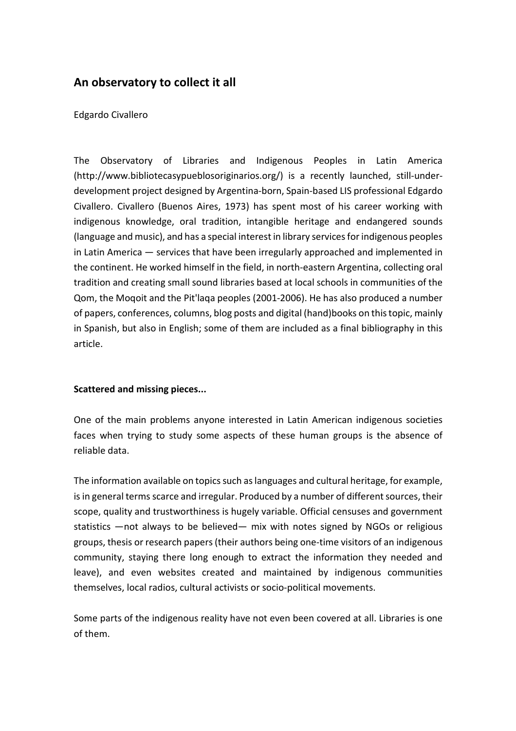# An observatory to collect it all

Edgardo Civallero

The Observatory of Libraries and Indigenous Peoples in Latin America (http://www.bibliotecasypueblosoriginarios.org/) is a recently launched, still-under-development project designed by Argentina-born, Spain-based LIS professional Edgardo Civallero. Civallero (Buenos Aires, 1973) has spent most of his career working with indigenous knowledge, oral tradition, intangible heritage and endangered sounds (language and music), and has a special interest in library services for indigenous peoples in Latin America — services that have been irregularly approached and implemented in the continent. He worked himself in the field, in north-eastern Argentina, collecting oral tradition and creating small sound libraries based at local schools in communities of the Qom, the Moqoit and the Pit'laqa peoples (2001-2006). He has also produced a number of papers, conferences, columns, blog posts and digital (hand)books on this topic, mainly in Spanish, but also in English; some of them are included as a final bibliography in this article.

### Scattered and missing pieces...

One of the main problems anyone interested in Latin American indigenous societies faces when trying to study some aspects of these human groups is the absence of reliable data.

The information available on topics such as languages and cultural heritage, for example, is in general terms scarce and irregular. Produced by a number of different sources, their scope, quality and trustworthiness is hugely variable. Official censuses and government statistics —not always to be believed— mix with notes signed by NGOs or religious groups, thesis or research papers (their authors being one-time visitors of an indigenous community, staying there long enough to extract the information they needed and leave), and even websites created and maintained by indigenous communities themselves, local radios, cultural activists or socio-political movements.

Some parts of the indigenous reality have not even been covered at all. Libraries is one of them.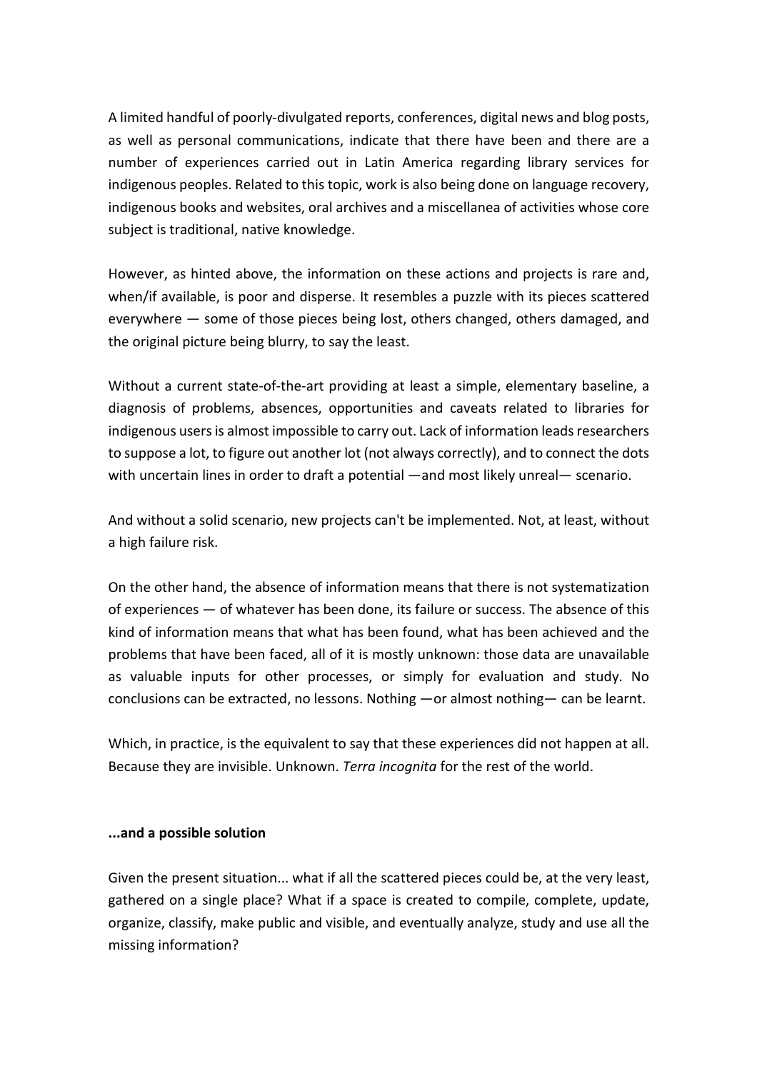A limited handful of poorly-divulgated reports, conferences, digital news and blog posts, as well as personal communications, indicate that there have been and there are a number of experiences carried out in Latin America regarding library services for indigenous peoples. Related to this topic, work is also being done on language recovery, indigenous books and websites, oral archives and a miscellanea of activities whose core subject is traditional, native knowledge.

However, as hinted above, the information on these actions and projects is rare and, when/if available, is poor and disperse. It resembles a puzzle with its pieces scattered everywhere — some of those pieces being lost, others changed, others damaged, and the original picture being blurry, to say the least.

Without a current state-of-the-art providing at least a simple, elementary baseline, a diagnosis of problems, absences, opportunities and caveats related to libraries for indigenous users is almost impossible to carry out. Lack of information leads researchers to suppose a lot, to figure out another lot (not always correctly), and to connect the dots with uncertain lines in order to draft a potential —and most likely unreal— scenario.

And without a solid scenario, new projects can't be implemented. Not, at least, without a high failure risk.

On the other hand, the absence of information means that there is not systematization of experiences — of whatever has been done, its failure or success. The absence of this kind of information means that what has been found, what has been achieved and the problems that have been faced, all of it is mostly unknown: those data are unavailable as valuable inputs for other processes, or simply for evaluation and study. No conclusions can be extracted, no lessons. Nothing —or almost nothing— can be learnt.

Which, in practice, is the equivalent to say that these experiences did not happen at all. Because they are invisible. Unknown. *Terra incognita* for the rest of the world.

**...and a possible solution**

Given the present situation... what if all the scattered pieces could be, at the very least, gathered on a single place? What if a space is created to compile, complete, update, organize, classify, make public and visible, and eventually analyze, study and use all the missing information?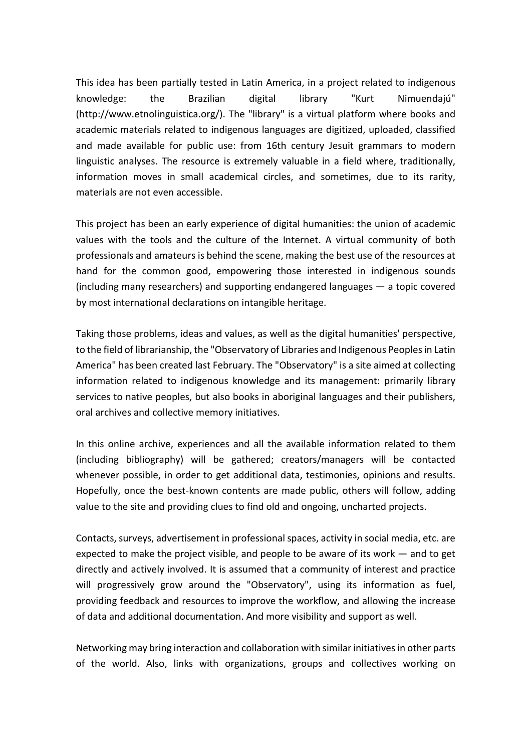This idea has been partially tested in Latin America, in a project related to indigenous knowledge: the Brazilian digital library "Kurt Nimuendajú" (http://www.etnolinguistica.org/). The "library" is a virtual platform where books and academic materials related to indigenous languages are digitized, uploaded, classified and made available for public use: from 16th century Jesuit grammars to modern linguistic analyses. The resource is extremely valuable in a field where, traditionally, information moves in small academical circles, and sometimes, due to its rarity, materials are not even accessible.

This project has been an early experience of digital humanities: the union of academic values with the tools and the culture of the Internet. A virtual community of both professionals and amateurs is behind the scene, making the best use of the resources at hand for the common good, empowering those interested in indigenous sounds (including many researchers) and supporting endangered languages — a topic covered by most international declarations on intangible heritage.

Taking those problems, ideas and values, as well as the digital humanities' perspective, to the field of librarianship, the "Observatory of Libraries and Indigenous Peoples in Latin America" has been created last February. The "Observatory" is a site aimed at collecting information related to indigenous knowledge and its management: primarily library services to native peoples, but also books in aboriginal languages and their publishers, oral archives and collective memory initiatives.

In this online archive, experiences and all the available information related to them (including bibliography) will be gathered; creators/managers will be contacted whenever possible, in order to get additional data, testimonies, opinions and results. Hopefully, once the best-known contents are made public, others will follow, adding value to the site and providing clues to find old and ongoing, uncharted projects.

Contacts, surveys, advertisement in professional spaces, activity in social media, etc. are expected to make the project visible, and people to be aware of its work — and to get directly and actively involved. It is assumed that a community of interest and practice will progressively grow around the "Observatory", using its information as fuel, providing feedback and resources to improve the workflow, and allowing the increase of data and additional documentation. And more visibility and support as well.

Networking may bring interaction and collaboration with similar initiatives in other parts of the world. Also, links with organizations, groups and collectives working on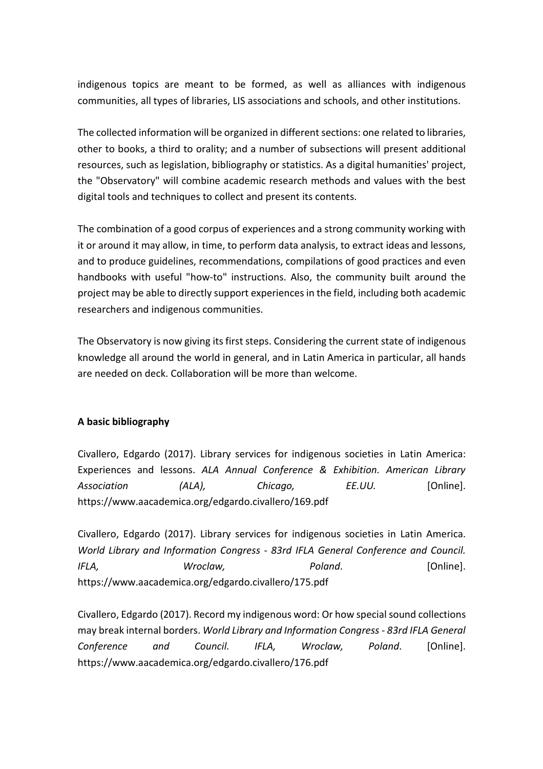indigenous topics are meant to be formed, as well as alliances with indigenous communities, all types of libraries, LIS associations and schools, and other institutions.

The collected information will be organized in different sections: one related to libraries, other to books, a third to orality; and a number of subsections will present additional resources, such as legislation, bibliography or statistics. As a digital humanities' project, the "Observatory" will combine academic research methods and values with the best digital tools and techniques to collect and present its contents.

The combination of a good corpus of experiences and a strong community working with it or around it may allow, in time, to perform data analysis, to extract ideas and lessons, and to produce guidelines, recommendations, compilations of good practices and even handbooks with useful "how-to" instructions. Also, the community built around the project may be able to directly support experiences in the field, including both academic researchers and indigenous communities.

The Observatory is now giving its first steps. Considering the current state of indigenous knowledge all around the world in general, and in Latin America in particular, all hands are needed on deck. Collaboration will be more than welcome.

**A basic bibliography**

Civallero, Edgardo (2017). Library services for indigenous societies in Latin America: Experiences and lessons. *ALA Annual Conference & Exhibition. American Library Association (ALA), Chicago, EE.UU.* [Online]. https://www.aacademica.org/edgardo.civallero/169.pdf

Civallero, Edgardo (2017). Library services for indigenous societies in Latin America. *World Library and Information Congress - 83rd IFLA General Conference and Council. IFLA, Wroclaw, Poland*. [Online]. https://www.aacademica.org/edgardo.civallero/175.pdf

Civallero, Edgardo (2017). Record my indigenous word: Or how special sound collections may break internal borders. *World Library and Information Congress - 83rd IFLA General Conference and Council. IFLA, Wroclaw, Poland*. [Online]. https://www.aacademica.org/edgardo.civallero/176.pdf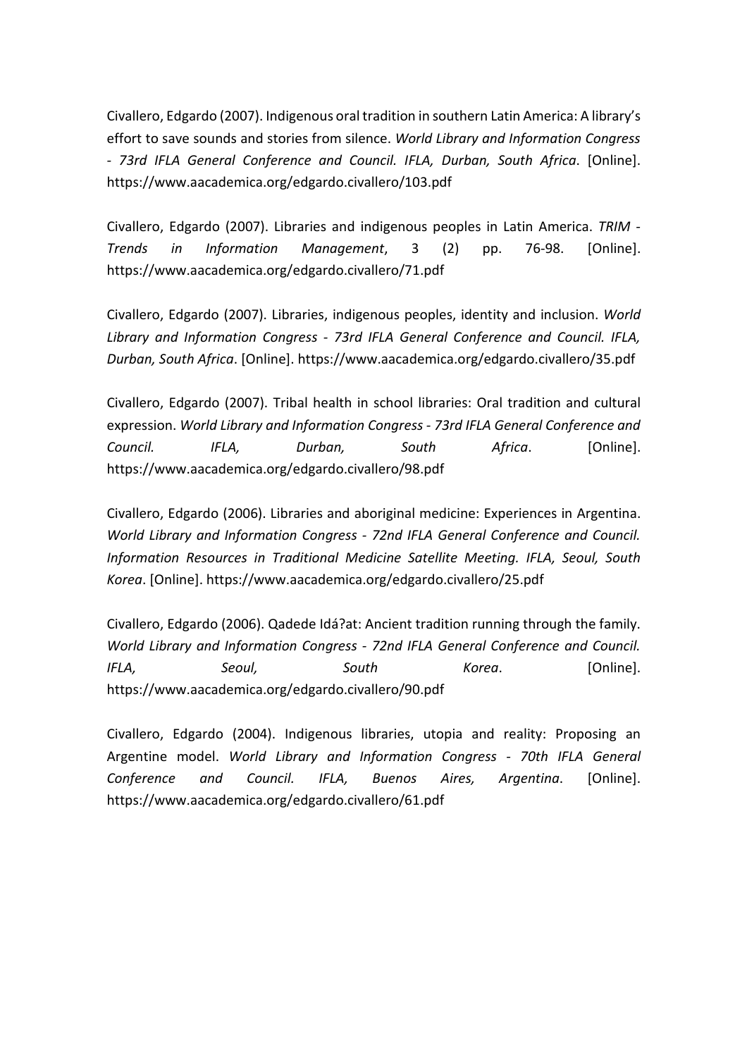Civallero, Edgardo (2007). Indigenous oral tradition in southern Latin America: A library's effort to save sounds and stories from silence. *World Library and Information Congress - 73rd IFLA General Conference and Council. IFLA, Durban, South Africa*. [Online]. https://www.aacademica.org/edgardo.civallero/103.pdf

Civallero, Edgardo (2007). Libraries and indigenous peoples in Latin America. *TRIM - Trends in Information Management*, 3 (2) pp. 76-98. [Online]. https://www.aacademica.org/edgardo.civallero/71.pdf

Civallero, Edgardo (2007). Libraries, indigenous peoples, identity and inclusion. *World Library and Information Congress - 73rd IFLA General Conference and Council. IFLA, Durban, South Africa*. [Online]. https://www.aacademica.org/edgardo.civallero/35.pdf

Civallero, Edgardo (2007). Tribal health in school libraries: Oral tradition and cultural expression. *World Library and Information Congress - 73rd IFLA General Conference and Council. IFLA, Durban, South Africa*. [Online]. https://www.aacademica.org/edgardo.civallero/98.pdf

Civallero, Edgardo (2006). Libraries and aboriginal medicine: Experiences in Argentina. *World Library and Information Congress - 72nd IFLA General Conference and Council. Information Resources in Traditional Medicine Satellite Meeting. IFLA, Seoul, South Korea*. [Online]. https://www.aacademica.org/edgardo.civallero/25.pdf

Civallero, Edgardo (2006). Qadede Idá?at: Ancient tradition running through the family. *World Library and Information Congress - 72nd IFLA General Conference and Council. IFLA, Seoul, South Korea*. [Online]. https://www.aacademica.org/edgardo.civallero/90.pdf

Civallero, Edgardo (2004). Indigenous libraries, utopia and reality: Proposing an Argentine model. *World Library and Information Congress - 70th IFLA General Conference and Council. IFLA, Buenos Aires, Argentina*. [Online]. https://www.aacademica.org/edgardo.civallero/61.pdf